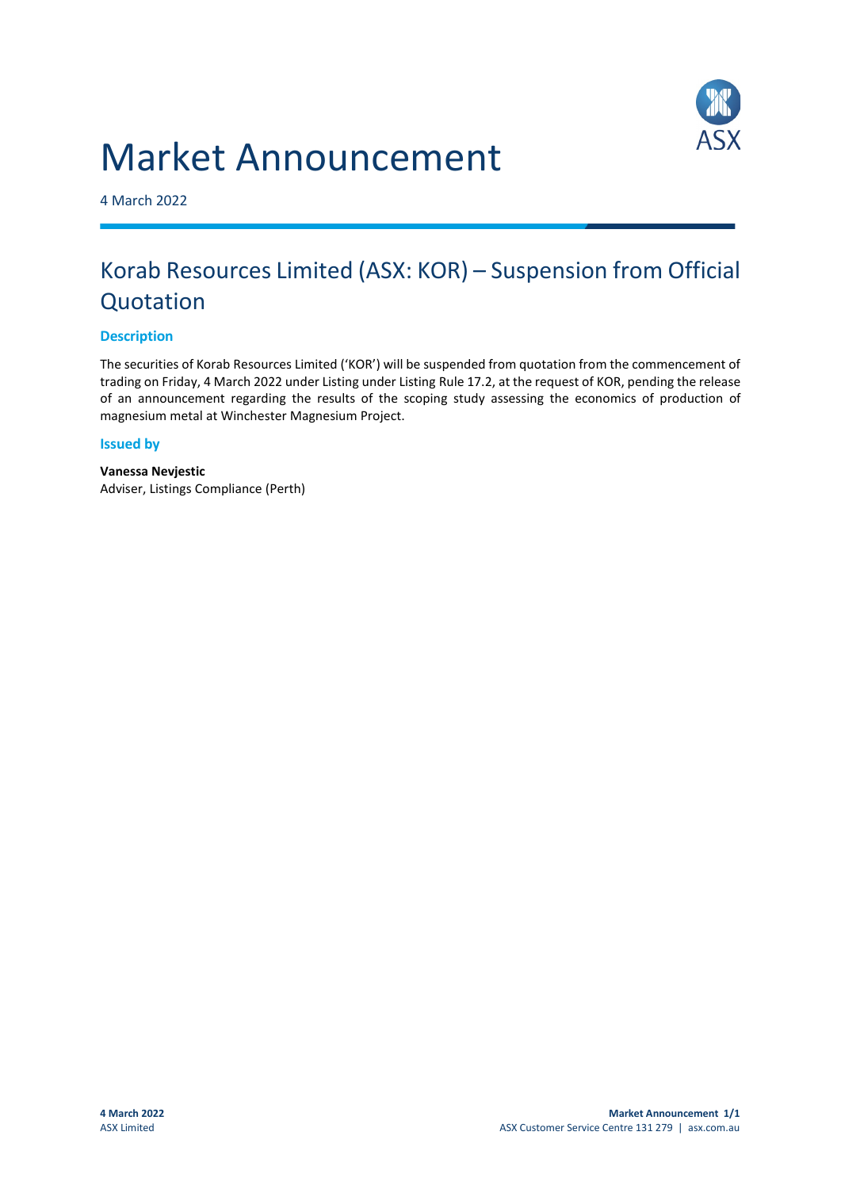# Market Announcement

4 March 2022

## Korab Resources Limited (ASX: KOR) – Suspension from Official Quotation

### Description

The securities of Korab Resources Limited ('KOR') will be suspended from quotation from the commencement of trading on Friday, 4 March 2022 under Listing under Listing Rule 17.2, at the request of KOR, pending the release of an announcement regarding the results of the scoping study assessing the economics of production of magnesium metal at Winchester Magnesium Project.

### Issued by

**Vanessa Nevjestic**
Adviser, Listings Compliance (Perth)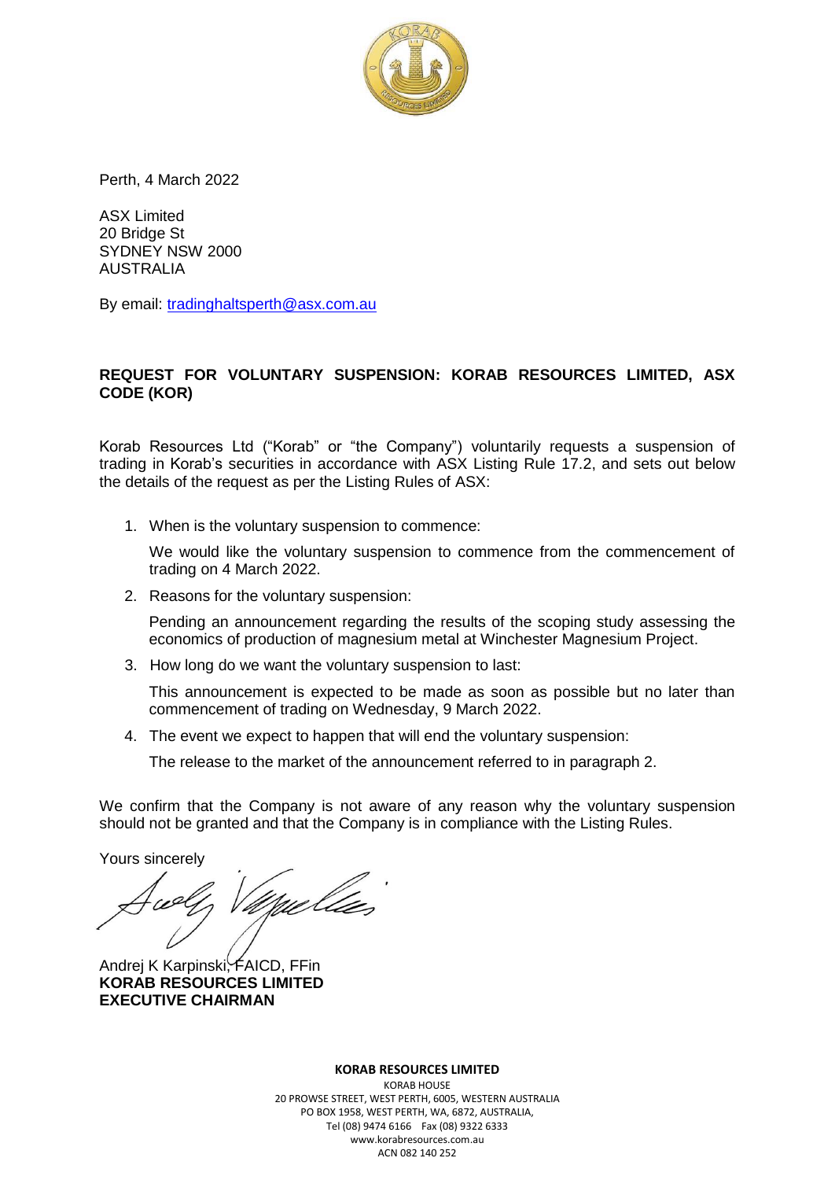Perth, 4 March 2022

ASX Limited
20 Bridge St
SYDNEY NSW 2000
AUSTRALIA

By email: tradinghaltsperth@asx.com.au

**REQUEST FOR VOLUNTARY SUSPENSION: KORAB RESOURCES LIMITED, ASX CODE (KOR)**

Korab Resources Ltd ("Korab" or "the Company") voluntarily requests a suspension of trading in Korab's securities in accordance with ASX Listing Rule 17.2, and sets out below the details of the request as per the Listing Rules of ASX:

1. When is the voluntary suspension to commence:

   We would like the voluntary suspension to commence from the commencement of trading on 4 March 2022.

2. Reasons for the voluntary suspension:

   Pending an announcement regarding the results of the scoping study assessing the economics of production of magnesium metal at Winchester Magnesium Project.

3. How long do we want the voluntary suspension to last:

   This announcement is expected to be made as soon as possible but no later than commencement of trading on Wednesday, 9 March 2022.

4. The event we expect to happen that will end the voluntary suspension:

   The release to the market of the announcement referred to in paragraph 2.

We confirm that the Company is not aware of any reason why the voluntary suspension should not be granted and that the Company is in compliance with the Listing Rules.

Yours sincerely

Andrej K Karpinski, FAICD, FFin
**KORAB RESOURCES LIMITED**
**EXECUTIVE CHAIRMAN**

**KORAB RESOURCES LIMITED**
KORAB HOUSE
20 PROWSE STREET, WEST PERTH, 6005, WESTERN AUSTRALIA
PO BOX 1958, WEST PERTH, WA, 6872, AUSTRALIA,
Tel (08) 9474 6166 Fax (08) 9322 6333
www.korabresources.com.au
ACN 082 140 252